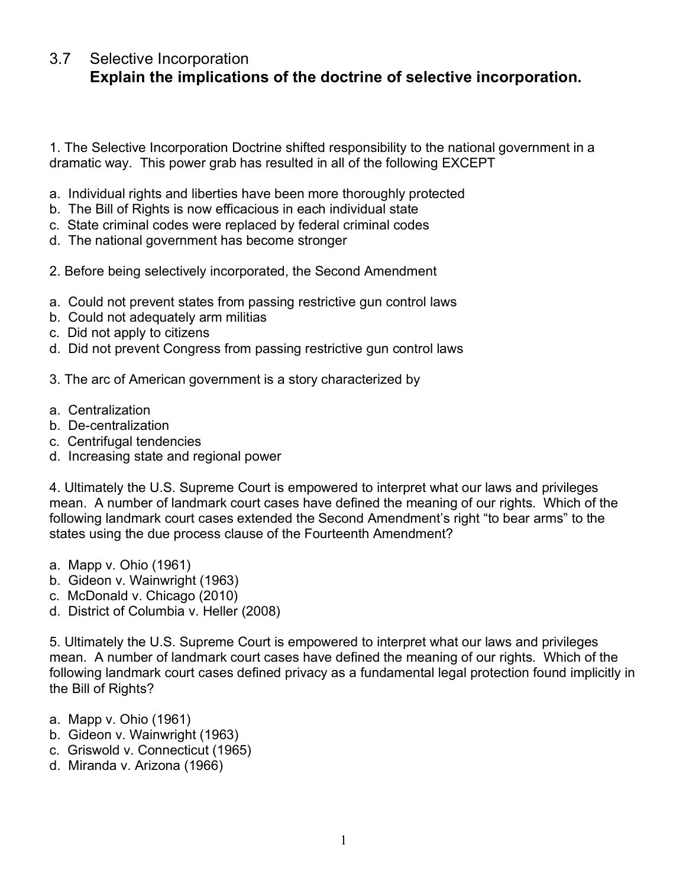## 3.7 Selective Incorporation

**Explain the implications of the doctrine of selective incorporation.**

1. The Selective Incorporation Doctrine shifted responsibility to the national government in a dramatic way. This power grab has resulted in all of the following EXCEPT

a. Individual rights and liberties have been more thoroughly protected
b. The Bill of Rights is now efficacious in each individual state
c. State criminal codes were replaced by federal criminal codes
d. The national government has become stronger

2. Before being selectively incorporated, the Second Amendment

a. Could not prevent states from passing restrictive gun control laws
b. Could not adequately arm militias
c. Did not apply to citizens
d. Did not prevent Congress from passing restrictive gun control laws

3. The arc of American government is a story characterized by

a. Centralization
b. De-centralization
c. Centrifugal tendencies
d. Increasing state and regional power

4. Ultimately the U.S. Supreme Court is empowered to interpret what our laws and privileges mean. A number of landmark court cases have defined the meaning of our rights. Which of the following landmark court cases extended the Second Amendment's right "to bear arms" to the states using the due process clause of the Fourteenth Amendment?

a. Mapp v. Ohio (1961)
b. Gideon v. Wainwright (1963)
c. McDonald v. Chicago (2010)
d. District of Columbia v. Heller (2008)

5. Ultimately the U.S. Supreme Court is empowered to interpret what our laws and privileges mean. A number of landmark court cases have defined the meaning of our rights. Which of the following landmark court cases defined privacy as a fundamental legal protection found implicitly in the Bill of Rights?

a. Mapp v. Ohio (1961)
b. Gideon v. Wainwright (1963)
c. Griswold v. Connecticut (1965)
d. Miranda v. Arizona (1966)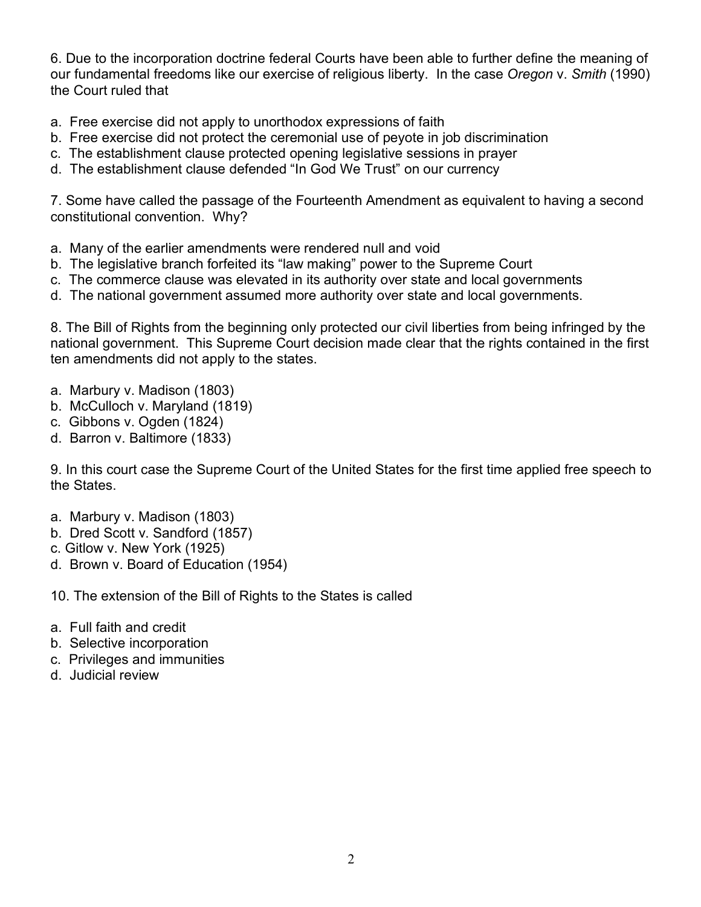6. Due to the incorporation doctrine federal Courts have been able to further define the meaning of our fundamental freedoms like our exercise of religious liberty. In the case *Oregon* v. *Smith* (1990) the Court ruled that

a. Free exercise did not apply to unorthodox expressions of faith
b. Free exercise did not protect the ceremonial use of peyote in job discrimination
c. The establishment clause protected opening legislative sessions in prayer
d. The establishment clause defended “In God We Trust” on our currency

7. Some have called the passage of the Fourteenth Amendment as equivalent to having a second constitutional convention. Why?

a. Many of the earlier amendments were rendered null and void
b. The legislative branch forfeited its “law making” power to the Supreme Court
c. The commerce clause was elevated in its authority over state and local governments
d. The national government assumed more authority over state and local governments.

8. The Bill of Rights from the beginning only protected our civil liberties from being infringed by the national government. This Supreme Court decision made clear that the rights contained in the first ten amendments did not apply to the states.

a. Marbury v. Madison (1803)
b. McCulloch v. Maryland (1819)
c. Gibbons v. Ogden (1824)
d. Barron v. Baltimore (1833)

9. In this court case the Supreme Court of the United States for the first time applied free speech to the States.

a. Marbury v. Madison (1803)
b. Dred Scott v. Sandford (1857)
c. Gitlow v. New York (1925)
d. Brown v. Board of Education (1954)

10. The extension of the Bill of Rights to the States is called

a. Full faith and credit
b. Selective incorporation
c. Privileges and immunities
d. Judicial review